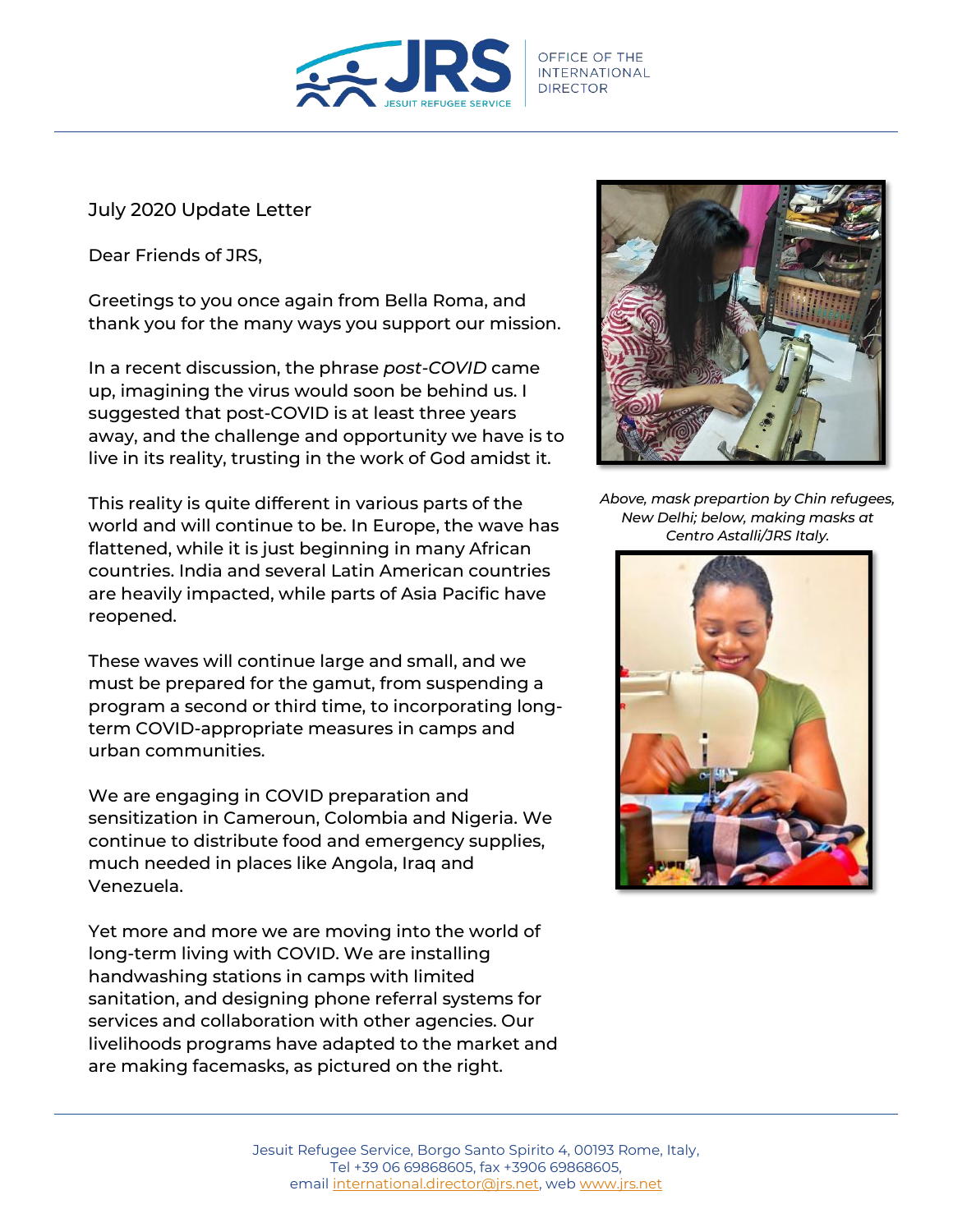July 2020 Update Letter

Dear Friends of JRS,

Greetings to you once again from Bella Roma, and thank you for the many ways you support our mission.

In a recent discussion, the phrase *post-COVID* came up, imagining the virus would soon be behind us. I suggested that post-COVID is at least three years away, and the challenge and opportunity we have is to live in its reality, trusting in the work of God amidst it.

This reality is quite different in various parts of the world and will continue to be. In Europe, the wave has flattened, while it is just beginning in many African countries. India and several Latin American countries are heavily impacted, while parts of Asia Pacific have reopened.

These waves will continue large and small, and we must be prepared for the gamut, from suspending a program a second or third time, to incorporating long-term COVID-appropriate measures in camps and urban communities.

We are engaging in COVID preparation and sensitization in Cameroun, Colombia and Nigeria. We continue to distribute food and emergency supplies, much needed in places like Angola, Iraq and Venezuela.

Yet more and more we are moving into the world of long-term living with COVID. We are installing handwashing stations in camps with limited sanitation, and designing phone referral systems for services and collaboration with other agencies. Our livelihoods programs have adapted to the market and are making facemasks, as pictured on the right.

*Above, mask prepartion by Chin refugees, New Delhi; below, making masks at Centro Astalli/JRS Italy.*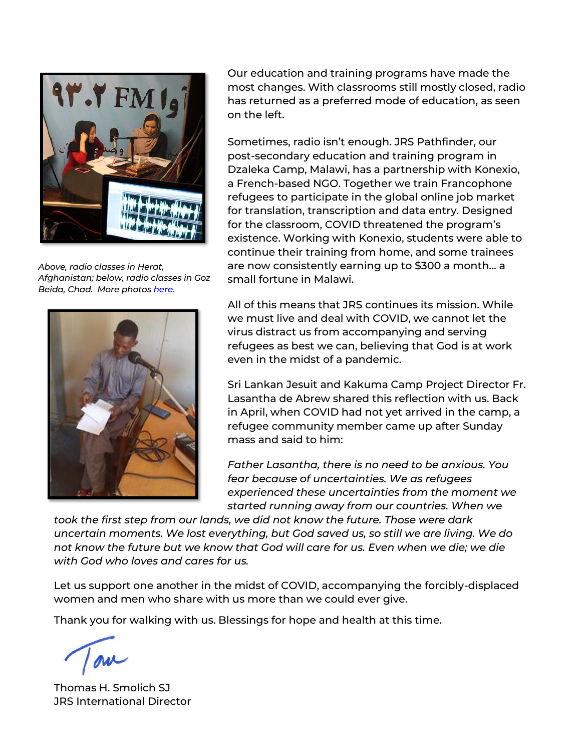*Above, radio classes in Herat, Afghanistan; below, radio classes in Goz Beida, Chad. More photos [here.](#)*

Our education and training programs have made the most changes. With classrooms still mostly closed, radio has returned as a preferred mode of education, as seen on the left.

Sometimes, radio isn't enough. JRS Pathfinder, our post-secondary education and training program in Dzaleka Camp, Malawi, has a partnership with Konexio, a French-based NGO. Together we train Francophone refugees to participate in the global online job market for translation, transcription and data entry. Designed for the classroom, COVID threatened the program's existence. Working with Konexio, students were able to continue their training from home, and some trainees are now consistently earning up to $300 a month… a small fortune in Malawi.

All of this means that JRS continues its mission. While we must live and deal with COVID, we cannot let the virus distract us from accompanying and serving refugees as best we can, believing that God is at work even in the midst of a pandemic.

Sri Lankan Jesuit and Kakuma Camp Project Director Fr. Lasantha de Abrew shared this reflection with us. Back in April, when COVID had not yet arrived in the camp, a refugee community member came up after Sunday mass and said to him:

*Father Lasantha, there is no need to be anxious. You fear because of uncertainties. We as refugees experienced these uncertainties from the moment we started running away from our countries. When we took the first step from our lands, we did not know the future. Those were dark uncertain moments. We lost everything, but God saved us, so still we are living. We do not know the future but we know that God will care for us. Even when we die; we die with God who loves and cares for us.*

Let us support one another in the midst of COVID, accompanying the forcibly-displaced women and men who share with us more than we could ever give.

Thank you for walking with us. Blessings for hope and health at this time.

Tom

Thomas H. Smolich SJ
JRS International Director